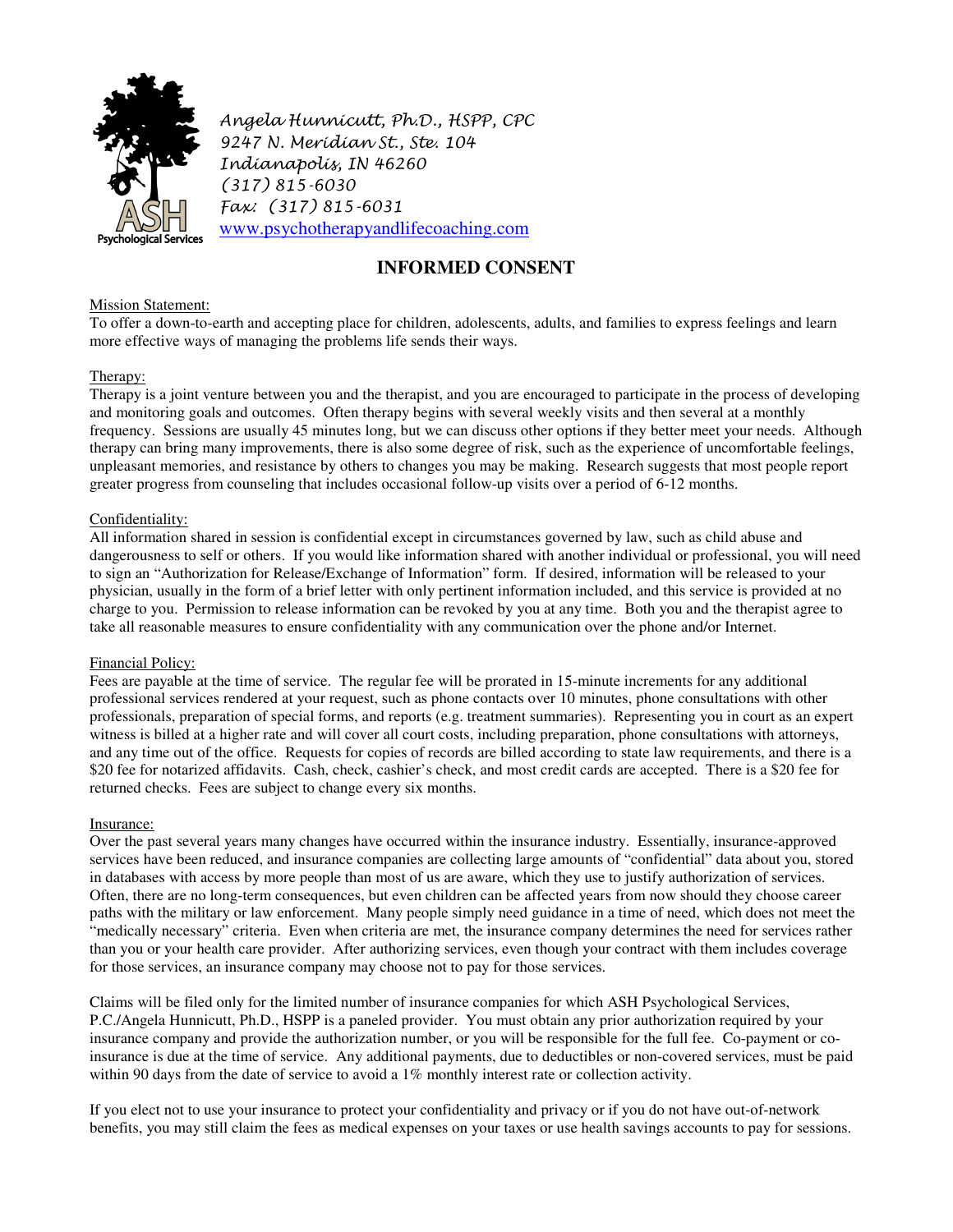Angela Hunnicutt, Ph.D., HSPP, CPC
9247 N. Meridian St., Ste. 104
Indianapolis, IN 46260
(317) 815-6030
Fax: (317) 815-6031
www.psychotherapyandlifecoaching.com

ASH Psychological Services

# INFORMED CONSENT

Mission Statement:
To offer a down-to-earth and accepting place for children, adolescents, adults, and families to express feelings and learn more effective ways of managing the problems life sends their ways.

Therapy:
Therapy is a joint venture between you and the therapist, and you are encouraged to participate in the process of developing and monitoring goals and outcomes. Often therapy begins with several weekly visits and then several at a monthly frequency. Sessions are usually 45 minutes long, but we can discuss other options if they better meet your needs. Although therapy can bring many improvements, there is also some degree of risk, such as the experience of uncomfortable feelings, unpleasant memories, and resistance by others to changes you may be making. Research suggests that most people report greater progress from counseling that includes occasional follow-up visits over a period of 6-12 months.

Confidentiality:
All information shared in session is confidential except in circumstances governed by law, such as child abuse and dangerousness to self or others. If you would like information shared with another individual or professional, you will need to sign an "Authorization for Release/Exchange of Information" form. If desired, information will be released to your physician, usually in the form of a brief letter with only pertinent information included, and this service is provided at no charge to you. Permission to release information can be revoked by you at any time. Both you and the therapist agree to take all reasonable measures to ensure confidentiality with any communication over the phone and/or Internet.

Financial Policy:
Fees are payable at the time of service. The regular fee will be prorated in 15-minute increments for any additional professional services rendered at your request, such as phone contacts over 10 minutes, phone consultations with other professionals, preparation of special forms, and reports (e.g. treatment summaries). Representing you in court as an expert witness is billed at a higher rate and will cover all court costs, including preparation, phone consultations with attorneys, and any time out of the office. Requests for copies of records are billed according to state law requirements, and there is a $20 fee for notarized affidavits. Cash, check, cashier's check, and most credit cards are accepted. There is a $20 fee for returned checks. Fees are subject to change every six months.

Insurance:
Over the past several years many changes have occurred within the insurance industry. Essentially, insurance-approved services have been reduced, and insurance companies are collecting large amounts of "confidential" data about you, stored in databases with access by more people than most of us are aware, which they use to justify authorization of services. Often, there are no long-term consequences, but even children can be affected years from now should they choose career paths with the military or law enforcement. Many people simply need guidance in a time of need, which does not meet the "medically necessary" criteria. Even when criteria are met, the insurance company determines the need for services rather than you or your health care provider. After authorizing services, even though your contract with them includes coverage for those services, an insurance company may choose not to pay for those services.

Claims will be filed only for the limited number of insurance companies for which ASH Psychological Services, P.C./Angela Hunnicutt, Ph.D., HSPP is a paneled provider. You must obtain any prior authorization required by your insurance company and provide the authorization number, or you will be responsible for the full fee. Co-payment or co-insurance is due at the time of service. Any additional payments, due to deductibles or non-covered services, must be paid within 90 days from the date of service to avoid a 1% monthly interest rate or collection activity.

If you elect not to use your insurance to protect your confidentiality and privacy or if you do not have out-of-network benefits, you may still claim the fees as medical expenses on your taxes or use health savings accounts to pay for sessions.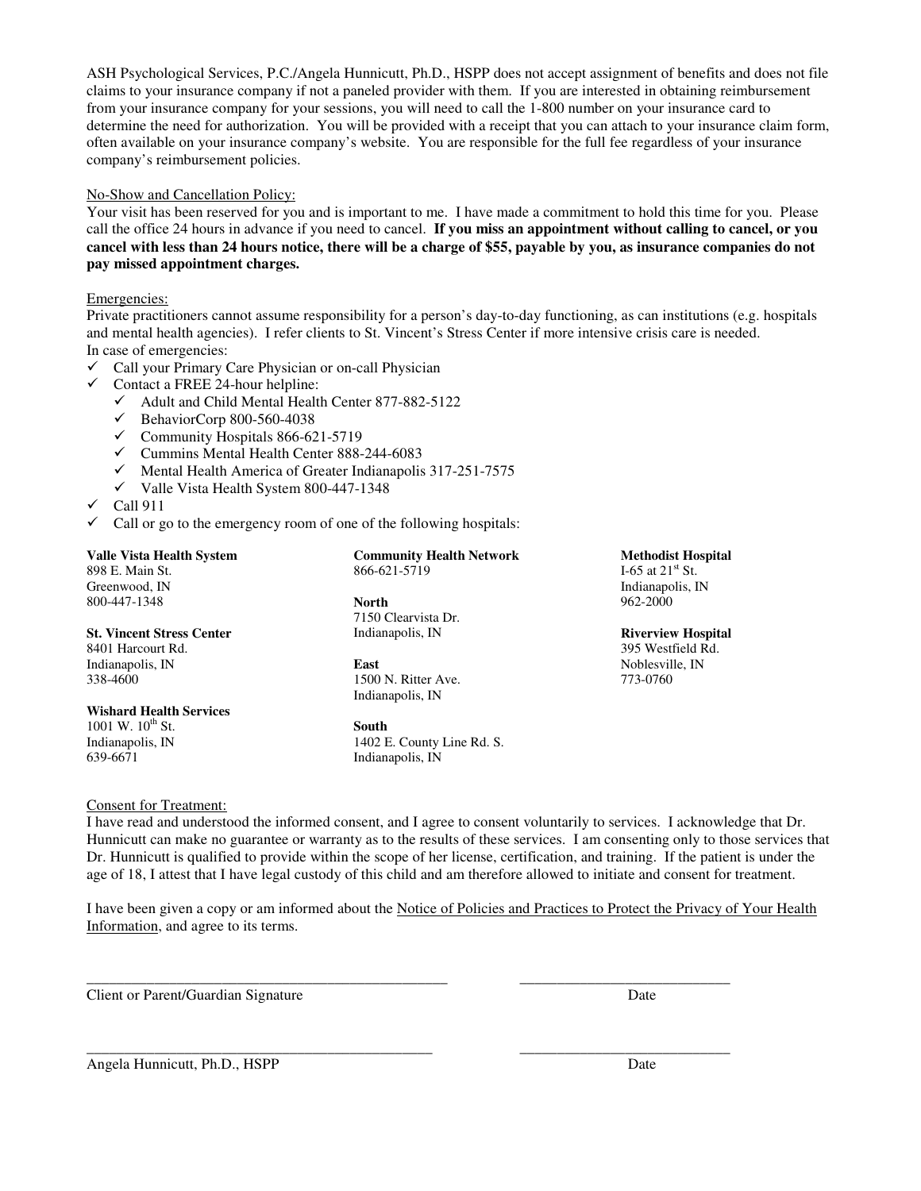ASH Psychological Services, P.C./Angela Hunnicutt, Ph.D., HSPP does not accept assignment of benefits and does not file claims to your insurance company if not a paneled provider with them. If you are interested in obtaining reimbursement from your insurance company for your sessions, you will need to call the 1-800 number on your insurance card to determine the need for authorization. You will be provided with a receipt that you can attach to your insurance claim form, often available on your insurance company's website. You are responsible for the full fee regardless of your insurance company's reimbursement policies.

No-Show and Cancellation Policy:

Your visit has been reserved for you and is important to me. I have made a commitment to hold this time for you. Please call the office 24 hours in advance if you need to cancel. **If you miss an appointment without calling to cancel, or you cancel with less than 24 hours notice, there will be a charge of $55, payable by you, as insurance companies do not pay missed appointment charges.**

Emergencies:

Private practitioners cannot assume responsibility for a person's day-to-day functioning, as can institutions (e.g. hospitals and mental health agencies). I refer clients to St. Vincent's Stress Center if more intensive crisis care is needed.

In case of emergencies:

- ✓ Call your Primary Care Physician or on-call Physician
- ✓ Contact a FREE 24-hour helpline:
  - ✓ Adult and Child Mental Health Center 877-882-5122
  - ✓ BehaviorCorp 800-560-4038
  - ✓ Community Hospitals 866-621-5719
  - ✓ Cummins Mental Health Center 888-244-6083
  - ✓ Mental Health America of Greater Indianapolis 317-251-7575
  - ✓ Valle Vista Health System 800-447-1348
- ✓ Call 911
- ✓ Call or go to the emergency room of one of the following hospitals:

**Valle Vista Health System**
898 E. Main St.
Greenwood, IN
800-447-1348

**St. Vincent Stress Center**
8401 Harcourt Rd.
Indianapolis, IN
338-4600

**Wishard Health Services**
1001 W. 10th St.
Indianapolis, IN
639-6671

**Community Health Network**
866-621-5719

**North**
7150 Clearvista Dr.
Indianapolis, IN

**East**
1500 N. Ritter Ave.
Indianapolis, IN

**South**
1402 E. County Line Rd. S.
Indianapolis, IN

**Methodist Hospital**
I-65 at 21st St.
Indianapolis, IN
962-2000

**Riverview Hospital**
395 Westfield Rd.
Noblesville, IN
773-0760

Consent for Treatment:

I have read and understood the informed consent, and I agree to consent voluntarily to services. I acknowledge that Dr. Hunnicutt can make no guarantee or warranty as to the results of these services. I am consenting only to those services that Dr. Hunnicutt is qualified to provide within the scope of her license, certification, and training. If the patient is under the age of 18, I attest that I have legal custody of this child and am therefore allowed to initiate and consent for treatment.

I have been given a copy or am informed about the Notice of Policies and Practices to Protect the Privacy of Your Health Information, and agree to its terms.

_________________________________________________ ____________________________

Client or Parent/Guardian Signature Date

_________________________________________________ ____________________________

Angela Hunnicutt, Ph.D., HSPP Date